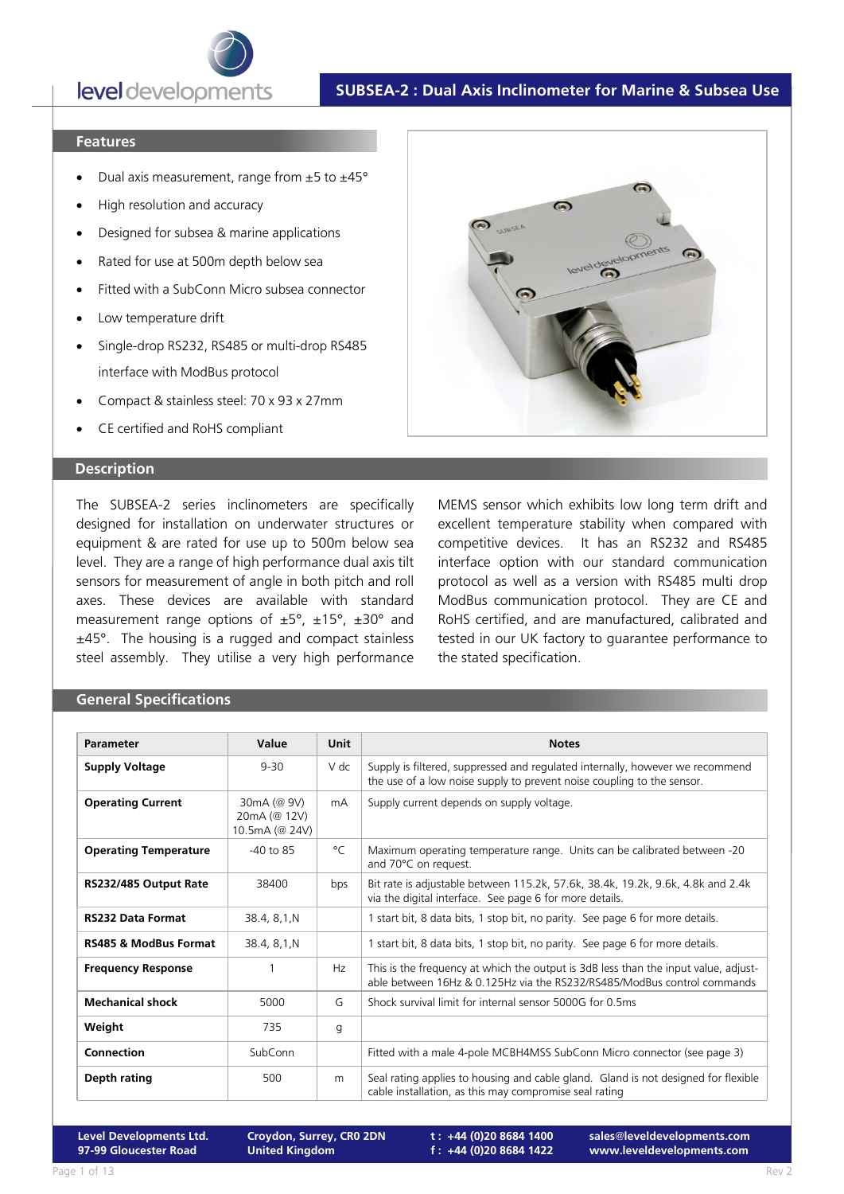# SUBSEA-2 : Dual Axis Inclinometer for Marine & Subsea Use

## Features

- Dual axis measurement, range from ±5 to ±45°
- High resolution and accuracy
- Designed for subsea & marine applications
- Rated for use at 500m depth below sea
- Fitted with a SubConn Micro subsea connector
- Low temperature drift
- Single-drop RS232, RS485 or multi-drop RS485 interface with ModBus protocol
- Compact & stainless steel: 70 x 93 x 27mm
- CE certified and RoHS compliant

## Description

The SUBSEA-2 series inclinometers are specifically designed for installation on underwater structures or equipment & are rated for use up to 500m below sea level. They are a range of high performance dual axis tilt sensors for measurement of angle in both pitch and roll axes. These devices are available with standard measurement range options of ±5°, ±15°, ±30° and ±45°. The housing is a rugged and compact stainless steel assembly. They utilise a very high performance MEMS sensor which exhibits low long term drift and excellent temperature stability when compared with competitive devices. It has an RS232 and RS485 interface option with our standard communication protocol as well as a version with RS485 multi drop ModBus communication protocol. They are CE and RoHS certified, and are manufactured, calibrated and tested in our UK factory to guarantee performance to the stated specification.

## General Specifications

| Parameter | Value | Unit | Notes |
|---|---|---|---|
| **Supply Voltage** | 9-30 | V dc | Supply is filtered, suppressed and regulated internally, however we recommend the use of a low noise supply to prevent noise coupling to the sensor. |
| **Operating Current** | 30mA (@ 9V) 20mA (@ 12V) 10.5mA (@ 24V) | mA | Supply current depends on supply voltage. |
| **Operating Temperature** | -40 to 85 | °C | Maximum operating temperature range. Units can be calibrated between -20 and 70°C on request. |
| **RS232/485 Output Rate** | 38400 | bps | Bit rate is adjustable between 115.2k, 57.6k, 38.4k, 19.2k, 9.6k, 4.8k and 2.4k via the digital interface. See page 6 for more details. |
| **RS232 Data Format** | 38.4, 8,1,N | | 1 start bit, 8 data bits, 1 stop bit, no parity. See page 6 for more details. |
| **RS485 & ModBus Format** | 38.4, 8,1,N | | 1 start bit, 8 data bits, 1 stop bit, no parity. See page 6 for more details. |
| **Frequency Response** | 1 | Hz | This is the frequency at which the output is 3dB less than the input value, adjustable between 16Hz & 0.125Hz via the RS232/RS485/ModBus control commands |
| **Mechanical shock** | 5000 | G | Shock survival limit for internal sensor 5000G for 0.5ms |
| **Weight** | 735 | g | |
| **Connection** | SubConn | | Fitted with a male 4-pole MCBH4MSS SubConn Micro connector (see page 3) |
| **Depth rating** | 500 | m | Seal rating applies to housing and cable gland. Gland is not designed for flexible cable installation, as this may compromise seal rating |

**Level Developments Ltd.**
**97-99 Gloucester Road**
**Croydon, Surrey, CR0 2DN**
**United Kingdom**
**t : +44 (0)20 8684 1400**
**f : +44 (0)20 8684 1422**
**sales@leveldevelopments.com**
**www.leveldevelopments.com**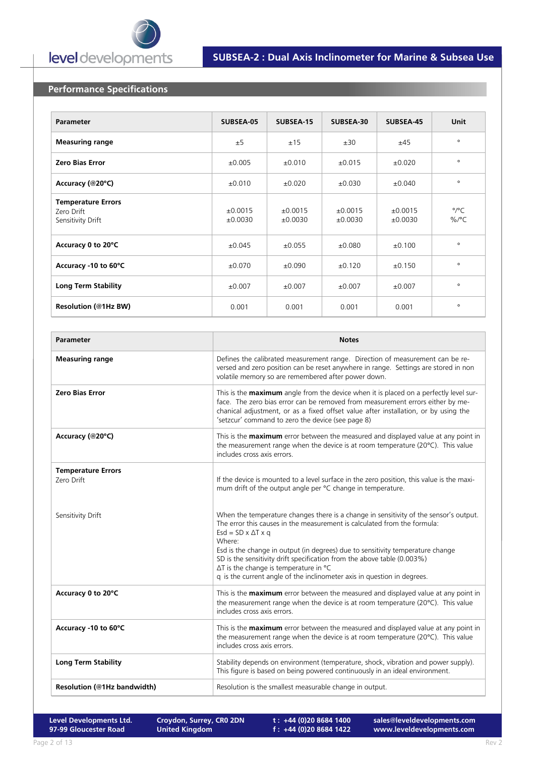## Performance Specifications

| Parameter | SUBSEA-05 | SUBSEA-15 | SUBSEA-30 | SUBSEA-45 | Unit |
|---|---|---|---|---|---|
| **Measuring range** | ±5 | ±15 | ±30 | ±45 | ° |
| **Zero Bias Error** | ±0.005 | ±0.010 | ±0.015 | ±0.020 | ° |
| **Accuracy (@20°C)** | ±0.010 | ±0.020 | ±0.030 | ±0.040 | ° |
| **Temperature Errors**<br>Zero Drift<br>Sensitivity Drift | ±0.0015<br>±0.0030 | ±0.0015<br>±0.0030 | ±0.0015<br>±0.0030 | ±0.0015<br>±0.0030 | °/°C<br>%/°C |
| **Accuracy 0 to 20°C** | ±0.045 | ±0.055 | ±0.080 | ±0.100 | ° |
| **Accuracy -10 to 60°C** | ±0.070 | ±0.090 | ±0.120 | ±0.150 | ° |
| **Long Term Stability** | ±0.007 | ±0.007 | ±0.007 | ±0.007 | ° |
| **Resolution (@1Hz BW)** | 0.001 | 0.001 | 0.001 | 0.001 | ° |

| Parameter | Notes |
|---|---|
| **Measuring range** | Defines the calibrated measurement range. Direction of measurement can be reversed and zero position can be reset anywhere in range. Settings are stored in non volatile memory so are remembered after power down. |
| **Zero Bias Error** | This is the **maximum** angle from the device when it is placed on a perfectly level surface. The zero bias error can be removed from measurement errors either by mechanical adjustment, or as a fixed offset value after installation, or by using the 'setzcur' command to zero the device (see page 8) |
| **Accuracy (@20°C)** | This is the **maximum** error between the measured and displayed value at any point in the measurement range when the device is at room temperature (20°C). This value includes cross axis errors. |
| **Temperature Errors**<br>Zero Drift | If the device is mounted to a level surface in the zero position, this value is the maximum drift of the output angle per °C change in temperature. |
| Sensitivity Drift | When the temperature changes there is a change in sensitivity of the sensor's output. The error this causes in the measurement is calculated from the formula:<br>$Esd = SD \times \Delta T \times q$<br>Where:<br>Esd is the change in output (in degrees) due to sensitivity temperature change<br>SD is the sensitivity drift specification from the above table (0.003%)<br>$\Delta T$ is the change is temperature in °C<br>q is the current angle of the inclinometer axis in question in degrees. |
| **Accuracy 0 to 20°C** | This is the **maximum** error between the measured and displayed value at any point in the measurement range when the device is at room temperature (20°C). This value includes cross axis errors. |
| **Accuracy -10 to 60°C** | This is the **maximum** error between the measured and displayed value at any point in the measurement range when the device is at room temperature (20°C). This value includes cross axis errors. |
| **Long Term Stability** | Stability depends on environment (temperature, shock, vibration and power supply). This figure is based on being powered continuously in an ideal environment. |
| **Resolution (@1Hz bandwidth)** | Resolution is the smallest measurable change in output. |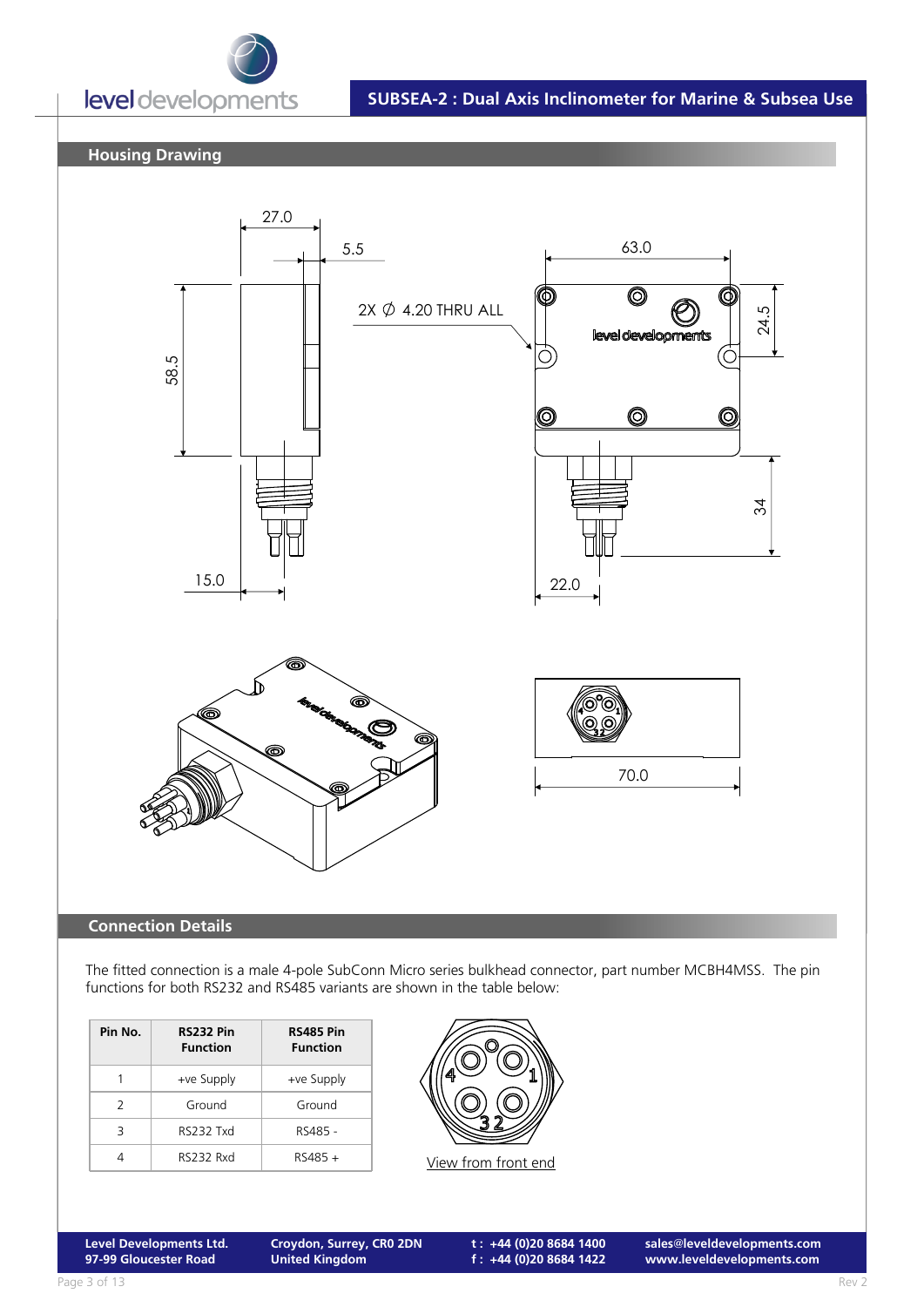## Housing Drawing

27.0

5.5

63.0

2X ∅ 4.20 THRU ALL

24.5

58.5

34

15.0

22.0

70.0

## Connection Details

The fitted connection is a male 4-pole SubConn Micro series bulkhead connector, part number MCBH4MSS. The pin functions for both RS232 and RS485 variants are shown in the table below:

| Pin No. | RS232 Pin Function | RS485 Pin Function |
|---|---|---|
| 1 | +ve Supply | +ve Supply |
| 2 | Ground | Ground |
| 3 | RS232 Txd | RS485 - |
| 4 | RS232 Rxd | RS485 + |

View from front end

**Level Developments Ltd.**
**97-99 Gloucester Road**

**Croydon, Surrey, CR0 2DN**
**United Kingdom**

**t : +44 (0)20 8684 1400**
**f : +44 (0)20 8684 1422**

**sales@leveldevelopments.com**
**www.leveldevelopments.com**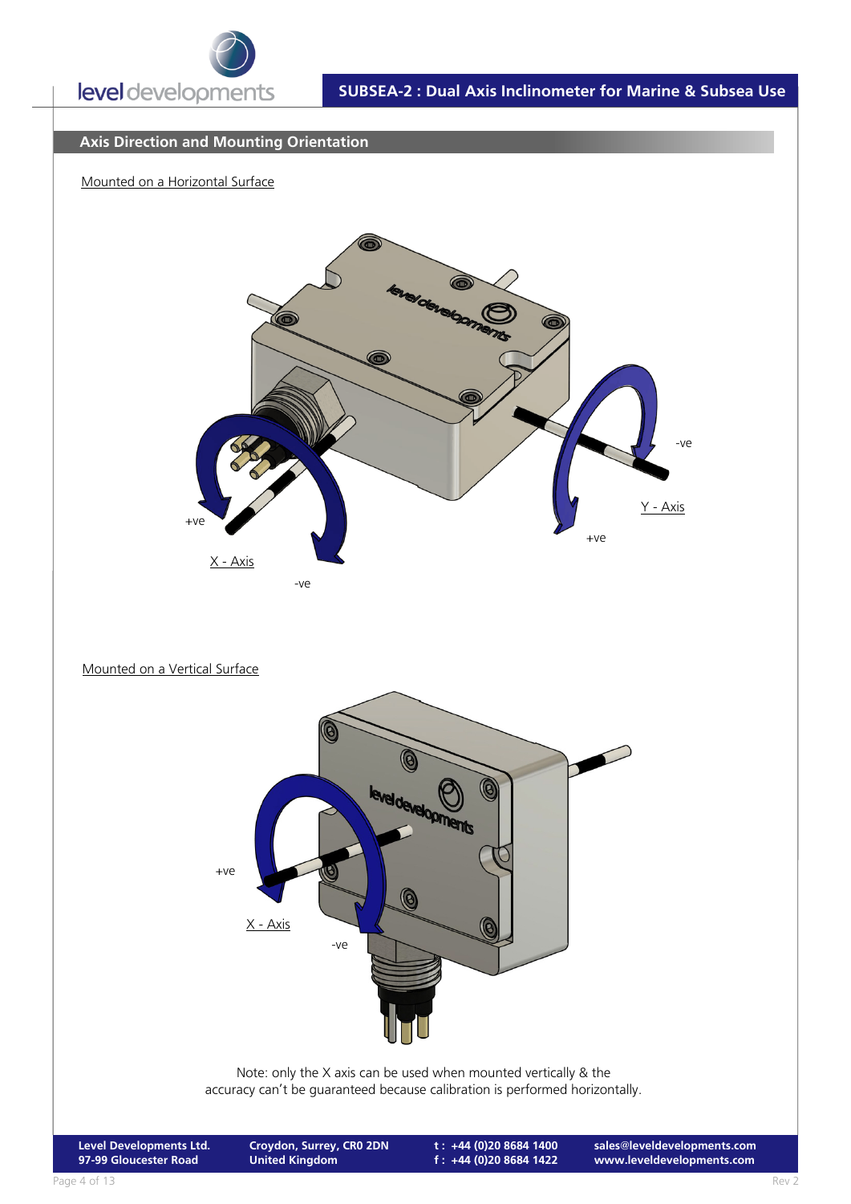## Axis Direction and Mounting Orientation

Mounted on a Horizontal Surface

+ve

X - Axis

-ve

-ve

Y - Axis

+ve

Mounted on a Vertical Surface

+ve

X - Axis

-ve

Note: only the X axis can be used when mounted vertically & the accuracy can't be guaranteed because calibration is performed horizontally.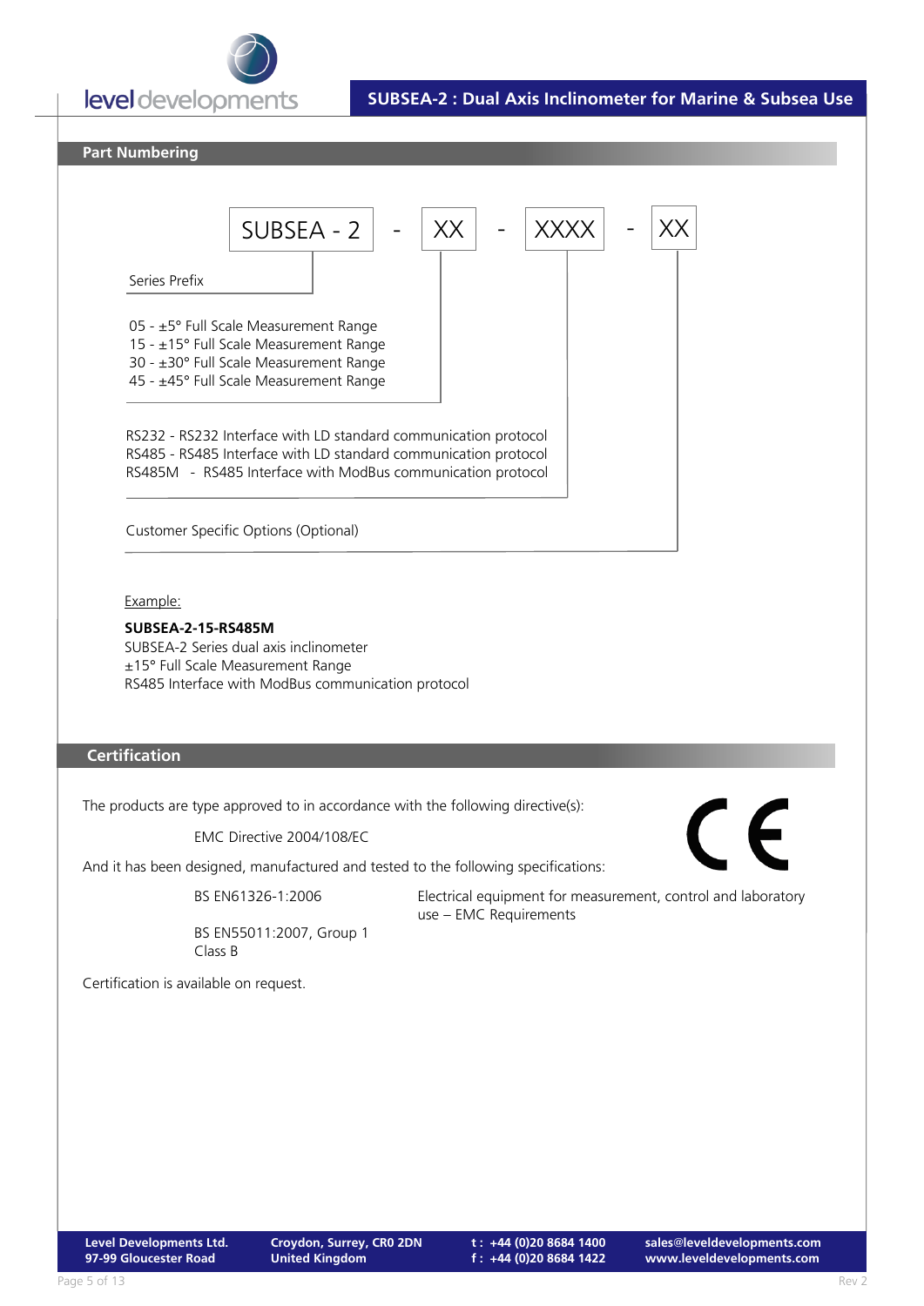## Part Numbering

SUBSEA - 2 - XX - XXXX - XX

Series Prefix

05 - ±5° Full Scale Measurement Range
15 - ±15° Full Scale Measurement Range
30 - ±30° Full Scale Measurement Range
45 - ±45° Full Scale Measurement Range

RS232 - RS232 Interface with LD standard communication protocol
RS485 - RS485 Interface with LD standard communication protocol
RS485M - RS485 Interface with ModBus communication protocol

Customer Specific Options (Optional)

Example:

**SUBSEA-2-15-RS485M**
SUBSEA-2 Series dual axis inclinometer
±15° Full Scale Measurement Range
RS485 Interface with ModBus communication protocol

## Certification

The products are type approved to in accordance with the following directive(s):

EMC Directive 2004/108/EC

And it has been designed, manufactured and tested to the following specifications:

| | |
|---|---|
| BS EN61326-1:2006 | Electrical equipment for measurement, control and laboratory use – EMC Requirements |
| BS EN55011:2007, Group 1 Class B | |

Certification is available on request.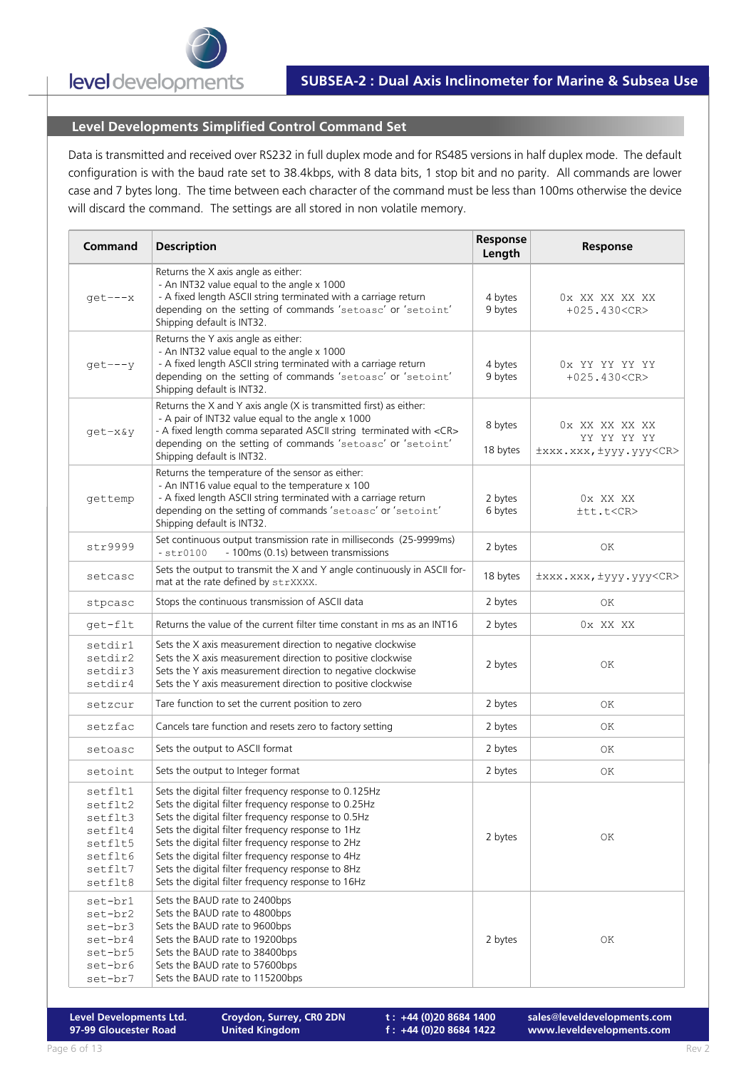## Level Developments Simplified Control Command Set

Data is transmitted and received over RS232 in full duplex mode and for RS485 versions in half duplex mode. The default configuration is with the baud rate set to 38.4kbps, with 8 data bits, 1 stop bit and no parity. All commands are lower case and 7 bytes long. The time between each character of the command must be less than 100ms otherwise the device will discard the command. The settings are all stored in non volatile memory.

| Command | Description | Response Length | Response |
|---|---|---|---|
| `get---x` | Returns the X axis angle as either:<br>- An INT32 value equal to the angle x 1000<br>- A fixed length ASCII string terminated with a carriage return depending on the setting of commands 'setoasc' or 'setoint'<br>Shipping default is INT32. | 4 bytes<br>9 bytes | 0x XX XX XX XX<br>+025.430<CR> |
| `get---y` | Returns the Y axis angle as either:<br>- An INT32 value equal to the angle x 1000<br>- A fixed length ASCII string terminated with a carriage return depending on the setting of commands 'setoasc' or 'setoint'<br>Shipping default is INT32. | 4 bytes<br>9 bytes | 0x YY YY YY YY<br>+025.430<CR> |
| `get-x&y` | Returns the X and Y axis angle (X is transmitted first) as either:<br>- A pair of INT32 value equal to the angle x 1000<br>- A fixed length comma separated ASCII string terminated with <CR> depending on the setting of commands 'setoasc' or 'setoint'<br>Shipping default is INT32. | 8 bytes<br>18 bytes | 0x XX XX XX XX YY YY YY YY<br>±xxx.xxx,±yyy.yyy<CR> |
| `gettemp` | Returns the temperature of the sensor as either:<br>- An INT16 value equal to the temperature x 100<br>- A fixed length ASCII string terminated with a carriage return depending on the setting of commands 'setoasc' or 'setoint'<br>Shipping default is INT32. | 2 bytes<br>6 bytes | 0x XX XX<br>±tt.t<CR> |
| `str9999` | Set continuous output transmission rate in milliseconds (25-9999ms)<br>- `str0100` - 100ms (0.1s) between transmissions | 2 bytes | OK |
| `setcasc` | Sets the output to transmit the X and Y angle continuously in ASCII format at the rate defined by `strXXXX`. | 18 bytes | ±xxx.xxx,±yyy.yyy<CR> |
| `stpcasc` | Stops the continuous transmission of ASCII data | 2 bytes | OK |
| `get-flt` | Returns the value of the current filter time constant in ms as an INT16 | 2 bytes | 0x XX XX |
| `setdir1`<br>`setdir2`<br>`setdir3`<br>`setdir4` | Sets the X axis measurement direction to negative clockwise<br>Sets the X axis measurement direction to positive clockwise<br>Sets the Y axis measurement direction to negative clockwise<br>Sets the Y axis measurement direction to positive clockwise | 2 bytes | OK |
| `setzcur` | Tare function to set the current position to zero | 2 bytes | OK |
| `setzfac` | Cancels tare function and resets zero to factory setting | 2 bytes | OK |
| `setoasc` | Sets the output to ASCII format | 2 bytes | OK |
| `setoint` | Sets the output to Integer format | 2 bytes | OK |
| `setflt1`<br>`setflt2`<br>`setflt3`<br>`setflt4`<br>`setflt5`<br>`setflt6`<br>`setflt7`<br>`setflt8` | Sets the digital filter frequency response to 0.125Hz<br>Sets the digital filter frequency response to 0.25Hz<br>Sets the digital filter frequency response to 0.5Hz<br>Sets the digital filter frequency response to 1Hz<br>Sets the digital filter frequency response to 2Hz<br>Sets the digital filter frequency response to 4Hz<br>Sets the digital filter frequency response to 8Hz<br>Sets the digital filter frequency response to 16Hz | 2 bytes | OK |
| `set-br1`<br>`set-br2`<br>`set-br3`<br>`set-br4`<br>`set-br5`<br>`set-br6`<br>`set-br7` | Sets the BAUD rate to 2400bps<br>Sets the BAUD rate to 4800bps<br>Sets the BAUD rate to 9600bps<br>Sets the BAUD rate to 19200bps<br>Sets the BAUD rate to 38400bps<br>Sets the BAUD rate to 57600bps<br>Sets the BAUD rate to 115200bps | 2 bytes | OK |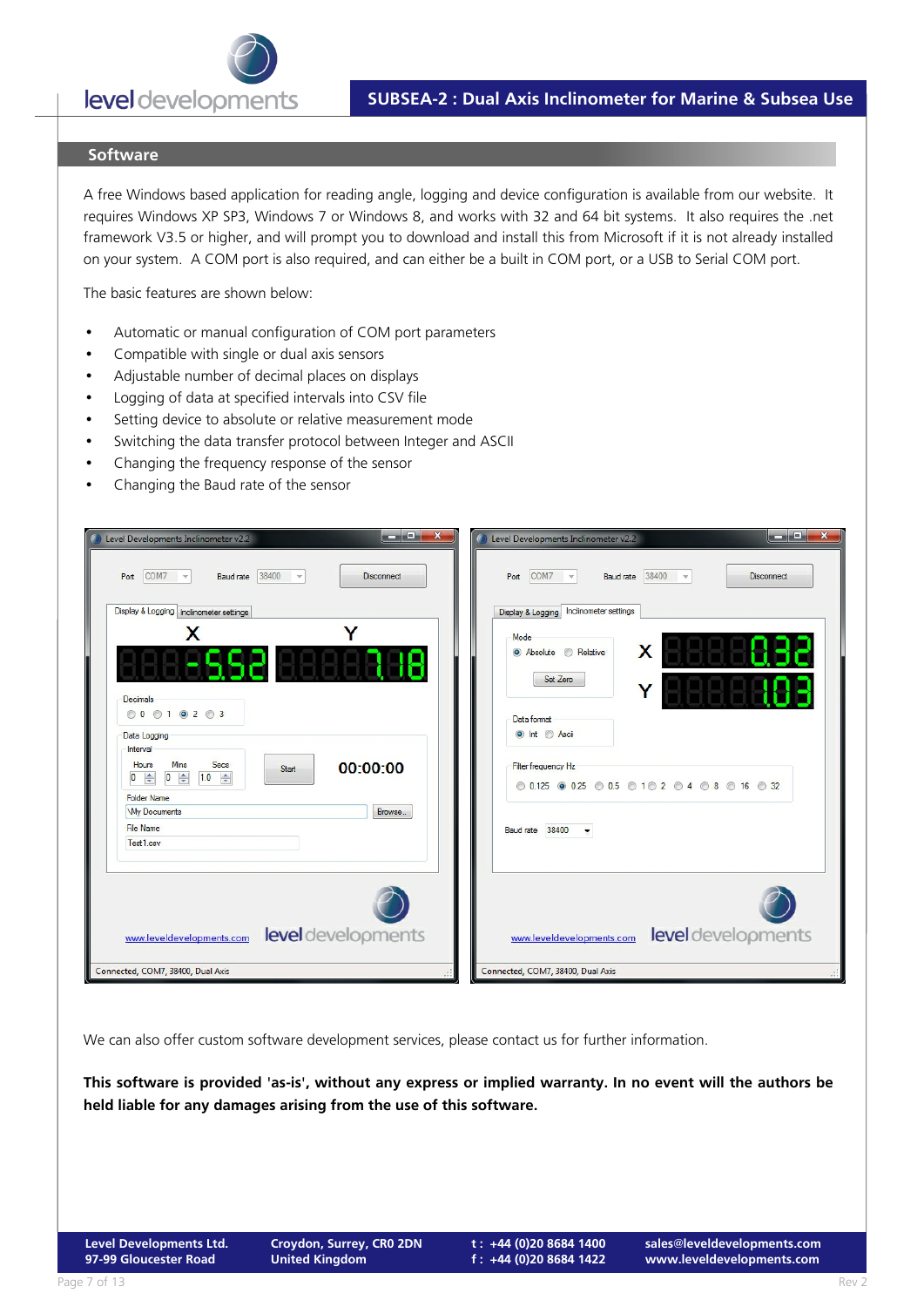## Software

A free Windows based application for reading angle, logging and device configuration is available from our website. It requires Windows XP SP3, Windows 7 or Windows 8, and works with 32 and 64 bit systems. It also requires the .net framework V3.5 or higher, and will prompt you to download and install this from Microsoft if it is not already installed on your system. A COM port is also required, and can either be a built in COM port, or a USB to Serial COM port.

The basic features are shown below:

- Automatic or manual configuration of COM port parameters
- Compatible with single or dual axis sensors
- Adjustable number of decimal places on displays
- Logging of data at specified intervals into CSV file
- Setting device to absolute or relative measurement mode
- Switching the data transfer protocol between Integer and ASCII
- Changing the frequency response of the sensor
- Changing the Baud rate of the sensor

We can also offer custom software development services, please contact us for further information.

**This software is provided 'as-is', without any express or implied warranty. In no event will the authors be held liable for any damages arising from the use of this software.**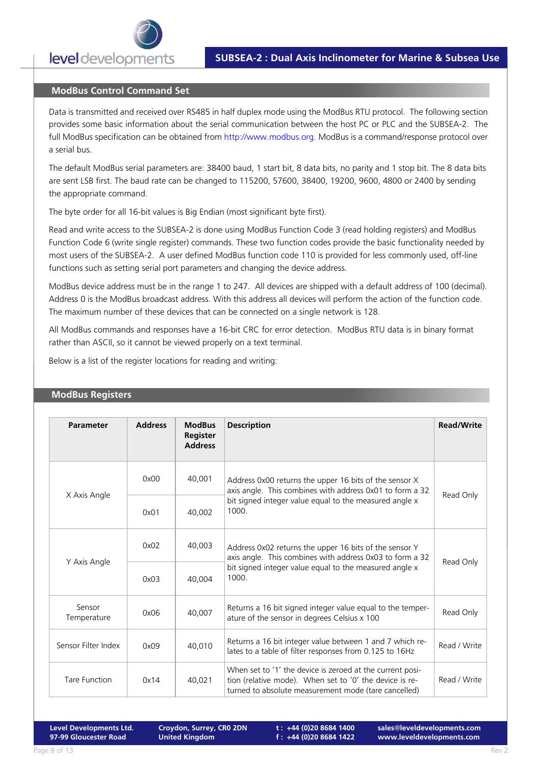## ModBus Control Command Set

Data is transmitted and received over RS485 in half duplex mode using the ModBus RTU protocol. The following section provides some basic information about the serial communication between the host PC or PLC and the SUBSEA-2. The full ModBus specification can be obtained from http://www.modbus.org. ModBus is a command/response protocol over a serial bus.

The default ModBus serial parameters are: 38400 baud, 1 start bit, 8 data bits, no parity and 1 stop bit. The 8 data bits are sent LSB first. The baud rate can be changed to 115200, 57600, 38400, 19200, 9600, 4800 or 2400 by sending the appropriate command.

The byte order for all 16-bit values is Big Endian (most significant byte first).

Read and write access to the SUBSEA-2 is done using ModBus Function Code 3 (read holding registers) and ModBus Function Code 6 (write single register) commands. These two function codes provide the basic functionality needed by most users of the SUBSEA-2. A user defined ModBus function code 110 is provided for less commonly used, off-line functions such as setting serial port parameters and changing the device address.

ModBus device address must be in the range 1 to 247. All devices are shipped with a default address of 100 (decimal). Address 0 is the ModBus broadcast address. With this address all devices will perform the action of the function code. The maximum number of these devices that can be connected on a single network is 128.

All ModBus commands and responses have a 16-bit CRC for error detection. ModBus RTU data is in binary format rather than ASCII, so it cannot be viewed properly on a text terminal.

Below is a list of the register locations for reading and writing:

## ModBus Registers

| Parameter | Address | ModBus Register Address | Description | Read/Write |
|---|---|---|---|---|
| X Axis Angle | 0x00 | 40,001 | Address 0x00 returns the upper 16 bits of the sensor X axis angle. This combines with address 0x01 to form a 32 bit signed integer value equal to the measured angle x 1000. | Read Only |
| | 0x01 | 40,002 | | |
| Y Axis Angle | 0x02 | 40,003 | Address 0x02 returns the upper 16 bits of the sensor Y axis angle. This combines with address 0x03 to form a 32 bit signed integer value equal to the measured angle x 1000. | Read Only |
| | 0x03 | 40,004 | | |
| Sensor Temperature | 0x06 | 40,007 | Returns a 16 bit signed integer value equal to the temperature of the sensor in degrees Celsius x 100 | Read Only |
| Sensor Filter Index | 0x09 | 40,010 | Returns a 16 bit integer value between 1 and 7 which relates to a table of filter responses from 0.125 to 16Hz | Read / Write |
| Tare Function | 0x14 | 40,021 | When set to '1' the device is zeroed at the current position (relative mode). When set to '0' the device is returned to absolute measurement mode (tare cancelled) | Read / Write |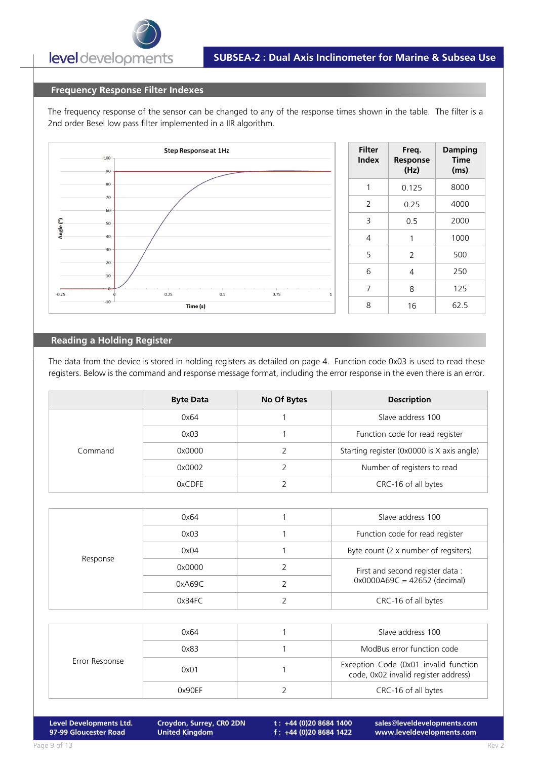## Frequency Response Filter Indexes

The frequency response of the sensor can be changed to any of the response times shown in the table. The filter is a 2nd order Besel low pass filter implemented in a IIR algorithm.

Step Response at 1Hz

Angle (°)

100
90
80
70
60
50
40
30
20
10
0
-10

-0.25 0 0.25 0.5 0.75 1

Time (s)

| Filter Index | Freq. Response (Hz) | Damping Time (ms) |
|---|---|---|
| 1 | 0.125 | 8000 |
| 2 | 0.25 | 4000 |
| 3 | 0.5 | 2000 |
| 4 | 1 | 1000 |
| 5 | 2 | 500 |
| 6 | 4 | 250 |
| 7 | 8 | 125 |
| 8 | 16 | 62.5 |

## Reading a Holding Register

The data from the device is stored in holding registers as detailed on page 4. Function code 0x03 is used to read these registers. Below is the command and response message format, including the error response in the even there is an error.

| | Byte Data | No Of Bytes | Description |
|---|---|---|---|
| Command | 0x64 | 1 | Slave address 100 |
| | 0x03 | 1 | Function code for read register |
| | 0x0000 | 2 | Starting register (0x0000 is X axis angle) |
| | 0x0002 | 2 | Number of registers to read |
| | 0xCDFE | 2 | CRC-16 of all bytes |

| | | | |
|---|---|---|---|
| Response | 0x64 | 1 | Slave address 100 |
| | 0x03 | 1 | Function code for read register |
| | 0x04 | 1 | Byte count (2 x number of regsiters) |
| | 0x0000 | 2 | First and second register data : 0x0000A69C = 42652 (decimal) |
| | 0xA69C | 2 | |
| | 0xB4FC | 2 | CRC-16 of all bytes |

| | | | |
|---|---|---|---|
| Error Response | 0x64 | 1 | Slave address 100 |
| | 0x83 | 1 | ModBus error function code |
| | 0x01 | 1 | Exception Code (0x01 invalid function code, 0x02 invalid register address) |
| | 0x90EF | 2 | CRC-16 of all bytes |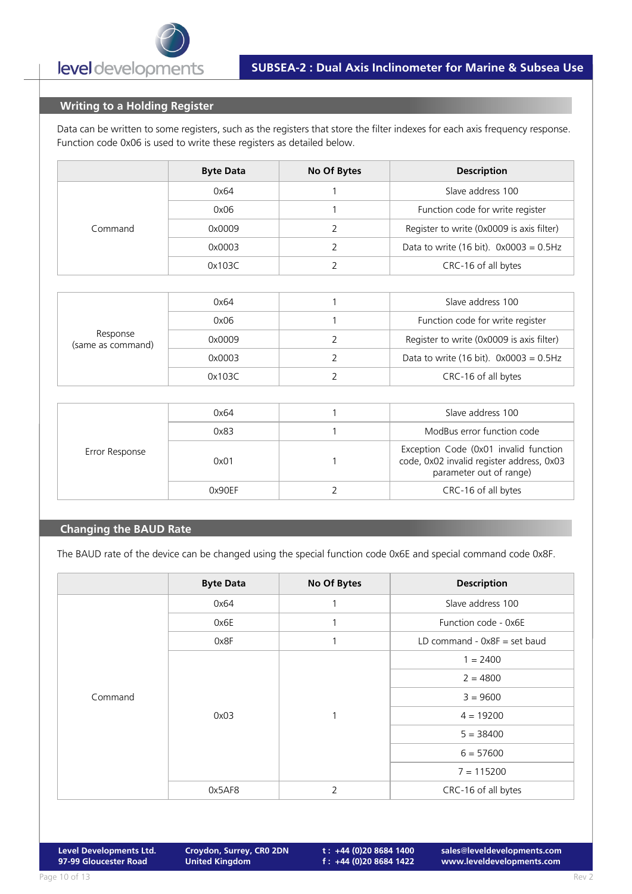## Writing to a Holding Register

Data can be written to some registers, such as the registers that store the filter indexes for each axis frequency response. Function code 0x06 is used to write these registers as detailed below.

| | Byte Data | No Of Bytes | Description |
|---|---|---|---|
| Command | 0x64 | 1 | Slave address 100 |
| | 0x06 | 1 | Function code for write register |
| | 0x0009 | 2 | Register to write (0x0009 is axis filter) |
| | 0x0003 | 2 | Data to write (16 bit). 0x0003 = 0.5Hz |
| | 0x103C | 2 | CRC-16 of all bytes |

| | | | |
|---|---|---|---|
| Response (same as command) | 0x64 | 1 | Slave address 100 |
| | 0x06 | 1 | Function code for write register |
| | 0x0009 | 2 | Register to write (0x0009 is axis filter) |
| | 0x0003 | 2 | Data to write (16 bit). 0x0003 = 0.5Hz |
| | 0x103C | 2 | CRC-16 of all bytes |

| | | | |
|---|---|---|---|
| Error Response | 0x64 | 1 | Slave address 100 |
| | 0x83 | 1 | ModBus error function code |
| | 0x01 | 1 | Exception Code (0x01 invalid function code, 0x02 invalid register address, 0x03 parameter out of range) |
| | 0x90EF | 2 | CRC-16 of all bytes |

## Changing the BAUD Rate

The BAUD rate of the device can be changed using the special function code 0x6E and special command code 0x8F.

| | Byte Data | No Of Bytes | Description |
|---|---|---|---|
| Command | 0x64 | 1 | Slave address 100 |
| | 0x6E | 1 | Function code - 0x6E |
| | 0x8F | 1 | LD command - 0x8F = set baud |
| | 0x03 | 1 | 1 = 2400 |
| | | | 2 = 4800 |
| | | | 3 = 9600 |
| | | | 4 = 19200 |
| | | | 5 = 38400 |
| | | | 6 = 57600 |
| | | | 7 = 115200 |
| | 0x5AF8 | 2 | CRC-16 of all bytes |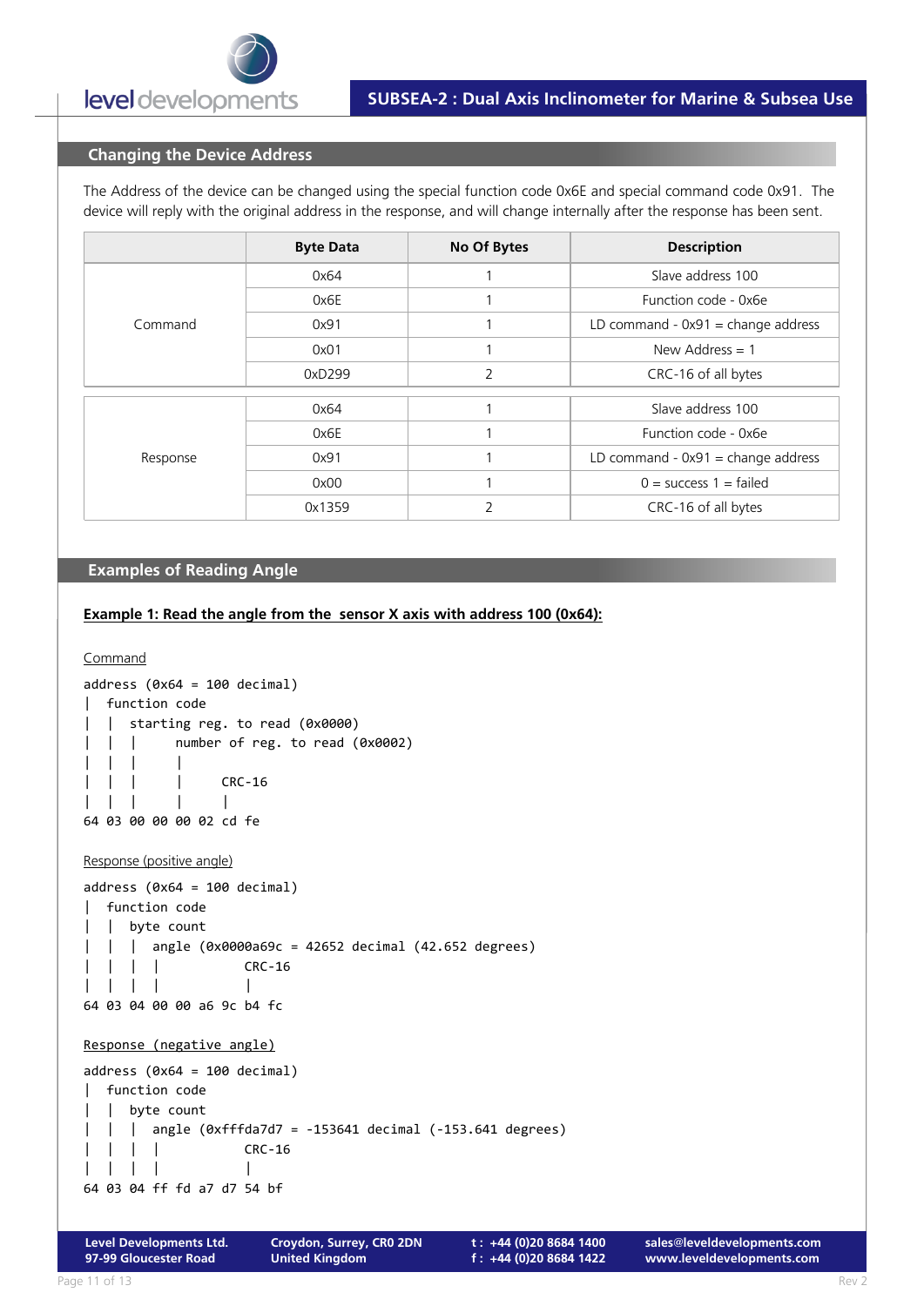## Changing the Device Address

The Address of the device can be changed using the special function code 0x6E and special command code 0x91. The device will reply with the original address in the response, and will change internally after the response has been sent.

| | Byte Data | No Of Bytes | Description |
|---|---|---|---|
| Command | 0x64 | 1 | Slave address 100 |
| | 0x6E | 1 | Function code - 0x6e |
| | 0x91 | 1 | LD command - 0x91 = change address |
| | 0x01 | 1 | New Address = 1 |
| | 0xD299 | 2 | CRC-16 of all bytes |
| Response | 0x64 | 1 | Slave address 100 |
| | 0x6E | 1 | Function code - 0x6e |
| | 0x91 | 1 | LD command - 0x91 = change address |
| | 0x00 | 1 | 0 = success 1 = failed |
| | 0x1359 | 2 | CRC-16 of all bytes |

## Examples of Reading Angle

**Example 1: Read the angle from the sensor X axis with address 100 (0x64):**

Command

```
address (0x64 = 100 decimal)
|  function code
|  |  starting reg. to read (0x0000)
|  |  |     number of reg. to read (0x0002)
|  |  |     |
|  |  |     |     CRC-16
|  |  |     |     |
64 03 00 00 00 02 cd fe
```

Response (positive angle)

```
address (0x64 = 100 decimal)
|  function code
|  |  byte count
|  |  |  angle (0x0000a69c = 42652 decimal (42.652 degrees)
|  |  |  |           CRC-16
|  |  |  |           |
64 03 04 00 00 a6 9c b4 fc
```

Response (negative angle)

```
address (0x64 = 100 decimal)
|  function code
|  |  byte count
|  |  |  angle (0xfffda7d7 = -153641 decimal (-153.641 degrees)
|  |  |  |           CRC-16
|  |  |  |           |
64 03 04 ff fd a7 d7 54 bf
```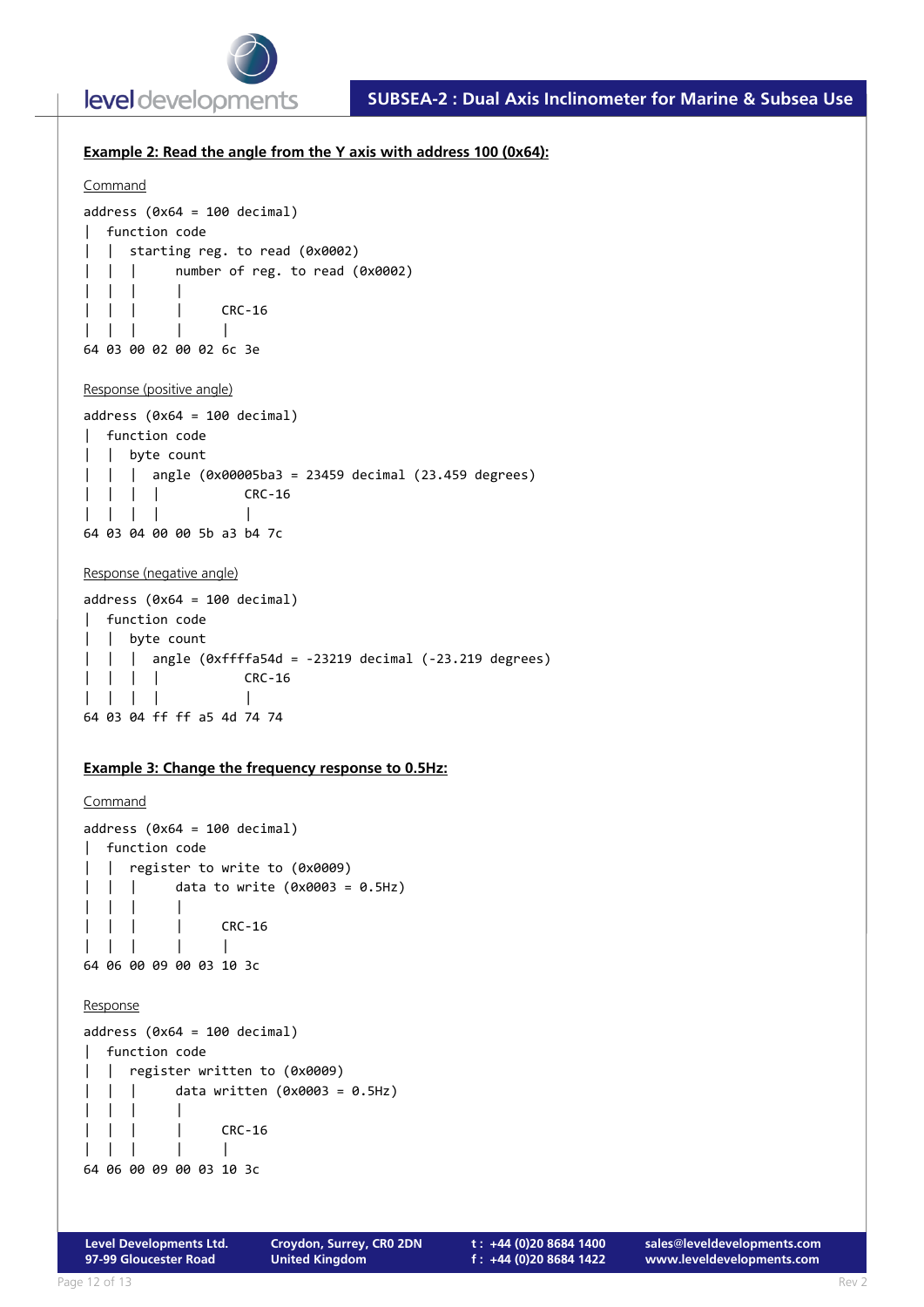**Example 2: Read the angle from the Y axis with address 100 (0x64):**

Command

```
address (0x64 = 100 decimal)
|  function code
|  |  starting reg. to read (0x0002)
|  |  |     number of reg. to read (0x0002)
|  |  |     |
|  |  |     |     CRC-16
|  |  |     |     |
64 03 00 02 00 02 6c 3e
```

Response (positive angle)

```
address (0x64 = 100 decimal)
|  function code
|  |  byte count
|  |  |  angle (0x00005ba3 = 23459 decimal (23.459 degrees)
|  |  |  |           CRC-16
|  |  |  |           |
64 03 04 00 00 5b a3 b4 7c
```

Response (negative angle)

```
address (0x64 = 100 decimal)
|  function code
|  |  byte count
|  |  |  angle (0xffffa54d = -23219 decimal (-23.219 degrees)
|  |  |  |           CRC-16
|  |  |  |           |
64 03 04 ff ff a5 4d 74 74
```

**Example 3: Change the frequency response to 0.5Hz:**

Command

```
address (0x64 = 100 decimal)
|  function code
|  |  register to write to (0x0009)
|  |  |     data to write (0x0003 = 0.5Hz)
|  |  |     |
|  |  |     |     CRC-16
|  |  |     |     |
64 06 00 09 00 03 10 3c
```

Response

```
address (0x64 = 100 decimal)
|  function code
|  |  register written to (0x0009)
|  |  |     data written (0x0003 = 0.5Hz)
|  |  |     |
|  |  |     |     CRC-16
|  |  |     |     |
64 06 00 09 00 03 10 3c
```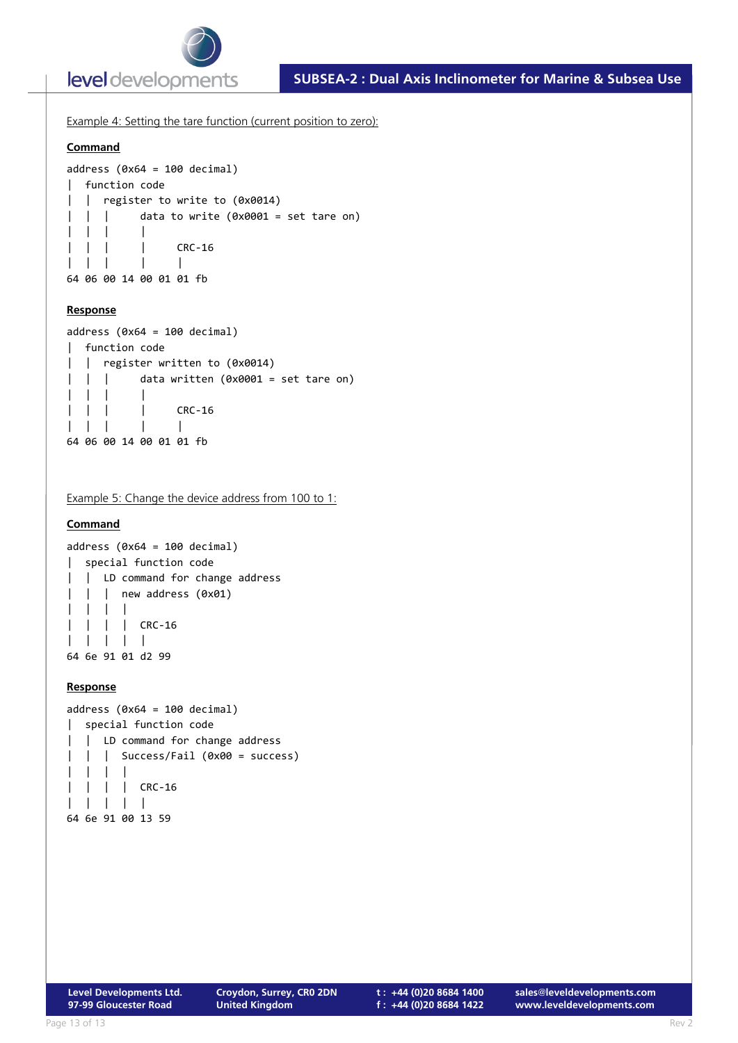Example 4: Setting the tare function (current position to zero):

**Command**

```
address (0x64 = 100 decimal)
|  function code
|  |  register to write to (0x0014)
|  |  |     data to write (0x0001 = set tare on)
|  |  |     |
|  |  |     |     CRC-16
|  |  |     |     |
64 06 00 14 00 01 01 fb
```

**Response**

```
address (0x64 = 100 decimal)
|  function code
|  |  register written to (0x0014)
|  |  |     data written (0x0001 = set tare on)
|  |  |     |
|  |  |     |     CRC-16
|  |  |     |     |
64 06 00 14 00 01 01 fb
```

Example 5: Change the device address from 100 to 1:

**Command**

```
address (0x64 = 100 decimal)
|  special function code
|  |  LD command for change address
|  |  |  new address (0x01)
|  |  |  |
|  |  |  |  CRC-16
|  |  |  |  |
64 6e 91 01 d2 99
```

**Response**

```
address (0x64 = 100 decimal)
|  special function code
|  |  LD command for change address
|  |  |  Success/Fail (0x00 = success)
|  |  |  |
|  |  |  |  CRC-16
|  |  |  |  |
64 6e 91 00 13 59
```